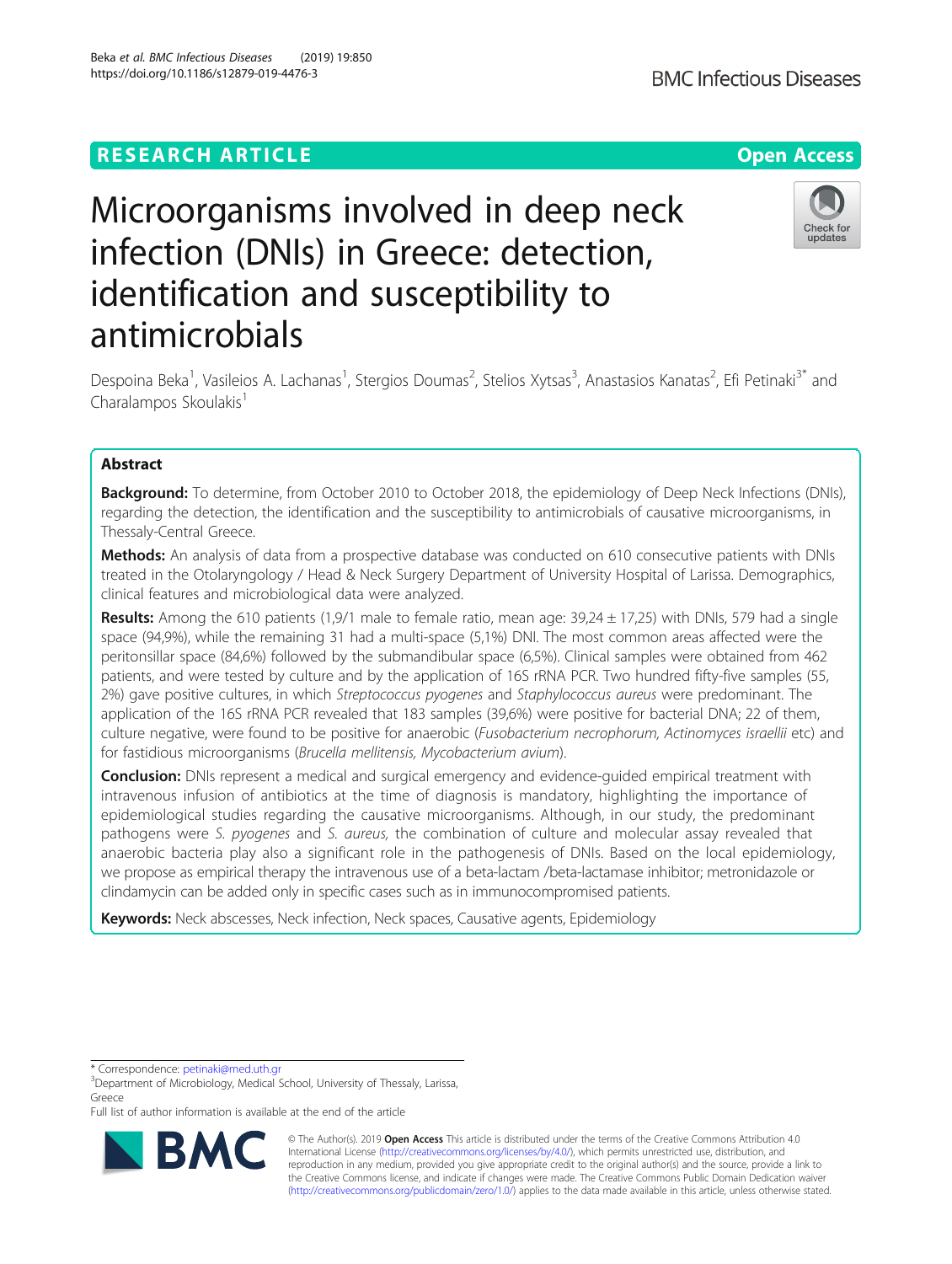RESEARCH ARTICLE

Open Access

# Microorganisms involved in deep neck infection (DNIs) in Greece: detection, identification and susceptibility to antimicrobials

Despoina Beka[1], Vasileios A. Lachanas[1], Stergios Doumas[2], Stelios Xytsas[3], Anastasios Kanatas[2], Efi Petinaki[3*] and Charalampos Skoulakis[1]

## Abstract

**Background:** To determine, from October 2010 to October 2018, the epidemiology of Deep Neck Infections (DNIs), regarding the detection, the identification and the susceptibility to antimicrobials of causative microorganisms, in Thessaly-Central Greece.

**Methods:** An analysis of data from a prospective database was conducted on 610 consecutive patients with DNIs treated in the Otolaryngology / Head & Neck Surgery Department of University Hospital of Larissa. Demographics, clinical features and microbiological data were analyzed.

**Results:** Among the 610 patients (1,9/1 male to female ratio, mean age: 39,24 ± 17,25) with DNIs, 579 had a single space (94,9%), while the remaining 31 had a multi-space (5,1%) DNI. The most common areas affected were the peritonsillar space (84,6%) followed by the submandibular space (6,5%). Clinical samples were obtained from 462 patients, and were tested by culture and by the application of 16S rRNA PCR. Two hundred fifty-five samples (55, 2%) gave positive cultures, in which *Streptococcus pyogenes* and *Staphylococcus aureus* were predominant. The application of the 16S rRNA PCR revealed that 183 samples (39,6%) were positive for bacterial DNA; 22 of them, culture negative, were found to be positive for anaerobic (*Fusobacterium necrophorum, Actinomyces israellii* etc) and for fastidious microorganisms (*Brucella mellitensis, Mycobacterium avium*).

**Conclusion:** DNIs represent a medical and surgical emergency and evidence-guided empirical treatment with intravenous infusion of antibiotics at the time of diagnosis is mandatory, highlighting the importance of epidemiological studies regarding the causative microorganisms. Although, in our study, the predominant pathogens were *S. pyogenes* and *S. aureus,* the combination of culture and molecular assay revealed that anaerobic bacteria play also a significant role in the pathogenesis of DNIs. Based on the local epidemiology, we propose as empirical therapy the intravenous use of a beta-lactam /beta-lactamase inhibitor; metronidazole or clindamycin can be added only in specific cases such as in immunocompromised patients.

**Keywords:** Neck abscesses, Neck infection, Neck spaces, Causative agents, Epidemiology

---

\* Correspondence: petinaki@med.uth.gr
[3]Department of Microbiology, Medical School, University of Thessaly, Larissa, Greece
Full list of author information is available at the end of the article

© The Author(s). 2019 **Open Access** This article is distributed under the terms of the Creative Commons Attribution 4.0 International License (http://creativecommons.org/licenses/by/4.0/), which permits unrestricted use, distribution, and reproduction in any medium, provided you give appropriate credit to the original author(s) and the source, provide a link to the Creative Commons license, and indicate if changes were made. The Creative Commons Public Domain Dedication waiver (http://creativecommons.org/publicdomain/zero/1.0/) applies to the data made available in this article, unless otherwise stated.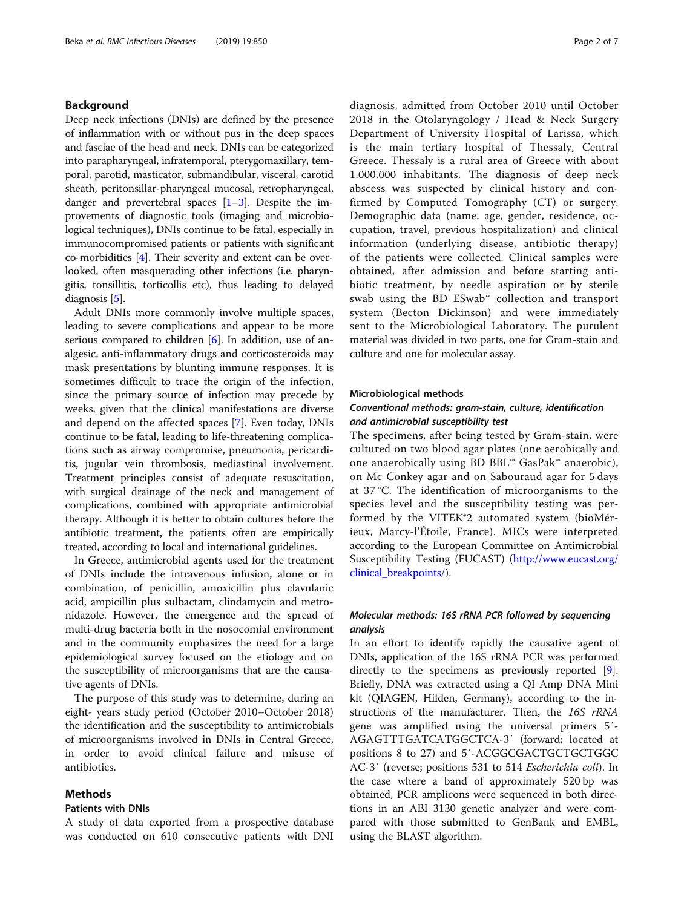## Background

Deep neck infections (DNIs) are defined by the presence of inflammation with or without pus in the deep spaces and fasciae of the head and neck. DNIs can be categorized into parapharyngeal, infratemporal, pterygomaxillary, temporal, parotid, masticator, submandibular, visceral, carotid sheath, peritonsillar-pharyngeal mucosal, retropharyngeal, danger and prevertebral spaces [1–3]. Despite the improvements of diagnostic tools (imaging and microbiological techniques), DNIs continue to be fatal, especially in immunocompromised patients or patients with significant co-morbidities [4]. Their severity and extent can be overlooked, often masquerading other infections (i.e. pharyngitis, tonsillitis, torticollis etc), thus leading to delayed diagnosis [5].

Adult DNIs more commonly involve multiple spaces, leading to severe complications and appear to be more serious compared to children [6]. In addition, use of analgesic, anti-inflammatory drugs and corticosteroids may mask presentations by blunting immune responses. It is sometimes difficult to trace the origin of the infection, since the primary source of infection may precede by weeks, given that the clinical manifestations are diverse and depend on the affected spaces [7]. Even today, DNIs continue to be fatal, leading to life-threatening complications such as airway compromise, pneumonia, pericarditis, jugular vein thrombosis, mediastinal involvement. Treatment principles consist of adequate resuscitation, with surgical drainage of the neck and management of complications, combined with appropriate antimicrobial therapy. Although it is better to obtain cultures before the antibiotic treatment, the patients often are empirically treated, according to local and international guidelines.

In Greece, antimicrobial agents used for the treatment of DNIs include the intravenous infusion, alone or in combination, of penicillin, amoxicillin plus clavulanic acid, ampicillin plus sulbactam, clindamycin and metronidazole. However, the emergence and the spread of multi-drug bacteria both in the nosocomial environment and in the community emphasizes the need for a large epidemiological survey focused on the etiology and on the susceptibility of microorganisms that are the causative agents of DNIs.

The purpose of this study was to determine, during an eight- years study period (October 2010–October 2018) the identification and the susceptibility to antimicrobials of microorganisms involved in DNIs in Central Greece, in order to avoid clinical failure and misuse of antibiotics.

## Methods

### Patients with DNIs

A study of data exported from a prospective database was conducted on 610 consecutive patients with DNI diagnosis, admitted from October 2010 until October 2018 in the Otolaryngology / Head & Neck Surgery Department of University Hospital of Larissa, which is the main tertiary hospital of Thessaly, Central Greece. Thessaly is a rural area of Greece with about 1.000.000 inhabitants. The diagnosis of deep neck abscess was suspected by clinical history and confirmed by Computed Tomography (CT) or surgery. Demographic data (name, age, gender, residence, occupation, travel, previous hospitalization) and clinical information (underlying disease, antibiotic therapy) of the patients were collected. Clinical samples were obtained, after admission and before starting antibiotic treatment, by needle aspiration or by sterile swab using the BD ESwab™ collection and transport system (Becton Dickinson) and were immediately sent to the Microbiological Laboratory. The purulent material was divided in two parts, one for Gram-stain and culture and one for molecular assay.

### Microbiological methods

#### *Conventional methods: gram-stain, culture, identification and antimicrobial susceptibility test*

The specimens, after being tested by Gram-stain, were cultured on two blood agar plates (one aerobically and one anaerobically using BD BBL™ GasPak™ anaerobic), on Mc Conkey agar and on Sabouraud agar for 5 days at 37 °C. The identification of microorganisms to the species level and the susceptibility testing was performed by the VITEK®2 automated system (bioMérieux, Marcy-l'Étoile, France). MICs were interpreted according to the European Committee on Antimicrobial Susceptibility Testing (EUCAST) (http://www.eucast.org/clinical_breakpoints/).

#### *Molecular methods: 16S rRNA PCR followed by sequencing analysis*

In an effort to identify rapidly the causative agent of DNIs, application of the 16S rRNA PCR was performed directly to the specimens as previously reported [9]. Briefly, DNA was extracted using a QI Amp DNA Mini kit (QIAGEN, Hilden, Germany), according to the instructions of the manufacturer. Then, the *16S rRNA* gene was amplified using the universal primers 5′-AGAGTTTGATCATGGCTCA-3′ (forward; located at positions 8 to 27) and 5′-ACGGCGACTGCTGCTGGCAC-3′ (reverse; positions 531 to 514 *Escherichia coli*). In the case where a band of approximately 520 bp was obtained, PCR amplicons were sequenced in both directions in an ABI 3130 genetic analyzer and were compared with those submitted to GenBank and EMBL, using the BLAST algorithm.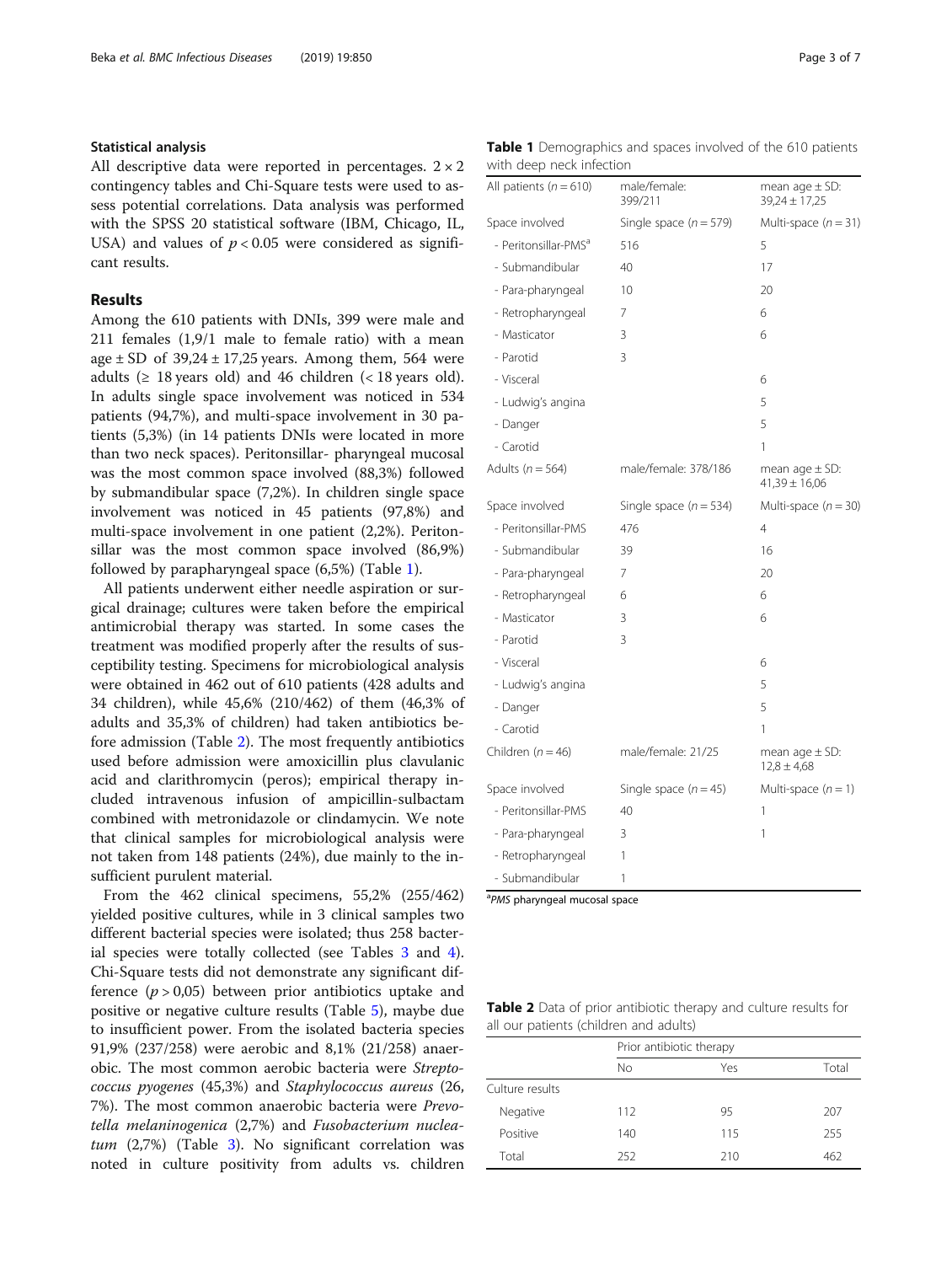### Statistical analysis

All descriptive data were reported in percentages. $2 \times 2$ contingency tables and Chi-Square tests were used to assess potential correlations. Data analysis was performed with the SPSS 20 statistical software (IBM, Chicago, IL, USA) and values of $p < 0.05$ were considered as significant results.

## Results

Among the 610 patients with DNIs, 399 were male and 211 females (1,9/1 male to female ratio) with a mean age ± SD of 39,24 ± 17,25 years. Among them, 564 were adults (≥ 18 years old) and 46 children (< 18 years old). In adults single space involvement was noticed in 534 patients (94,7%), and multi-space involvement in 30 patients (5,3%) (in 14 patients DNIs were located in more than two neck spaces). Peritonsillar- pharyngeal mucosal was the most common space involved (88,3%) followed by submandibular space (7,2%). In children single space involvement was noticed in 45 patients (97,8%) and multi-space involvement in one patient (2,2%). Peritonsillar was the most common space involved (86,9%) followed by parapharyngeal space (6,5%) (Table 1).

All patients underwent either needle aspiration or surgical drainage; cultures were taken before the empirical antimicrobial therapy was started. In some cases the treatment was modified properly after the results of susceptibility testing. Specimens for microbiological analysis were obtained in 462 out of 610 patients (428 adults and 34 children), while 45,6% (210/462) of them (46,3% of adults and 35,3% of children) had taken antibiotics before admission (Table 2). The most frequently antibiotics used before admission were amoxicillin plus clavulanic acid and clarithromycin (peros); empirical therapy included intravenous infusion of ampicillin-sulbactam combined with metronidazole or clindamycin. We note that clinical samples for microbiological analysis were not taken from 148 patients (24%), due mainly to the insufficient purulent material.

From the 462 clinical specimens, 55,2% (255/462) yielded positive cultures, while in 3 clinical samples two different bacterial species were isolated; thus 258 bacterial species were totally collected (see Tables 3 and 4). Chi-Square tests did not demonstrate any significant difference ($p > 0,05$) between prior antibiotics uptake and positive or negative culture results (Table 5), maybe due to insufficient power. From the isolated bacteria species 91,9% (237/258) were aerobic and 8,1% (21/258) anaerobic. The most common aerobic bacteria were *Streptococcus pyogenes* (45,3%) and *Staphylococcus aureus* (26, 7%). The most common anaerobic bacteria were *Prevotella melaninogenica* (2,7%) and *Fusobacterium nucleatum* (2,7%) (Table 3). No significant correlation was noted in culture positivity from adults vs. children

**Table 1** Demographics and spaces involved of the 610 patients with deep neck infection

| All patients (n = 610) | male/female: 399/211 | mean age ± SD: 39,24 ± 17,25 |
|---|---|---|
| Space involved | Single space (n = 579) | Multi-space (n = 31) |
| - Peritonsillar-PMS[a] | 516 | 5 |
| - Submandibular | 40 | 17 |
| - Para-pharyngeal | 10 | 20 |
| - Retropharyngeal | 7 | 6 |
| - Masticator | 3 | 6 |
| - Parotid | 3 | |
| - Visceral | | 6 |
| - Ludwig's angina | | 5 |
| - Danger | | 5 |
| - Carotid | | 1 |
| Adults (n = 564) | male/female: 378/186 | mean age ± SD: 41,39 ± 16,06 |
| Space involved | Single space (n = 534) | Multi-space (n = 30) |
| - Peritonsillar-PMS | 476 | 4 |
| - Submandibular | 39 | 16 |
| - Para-pharyngeal | 7 | 20 |
| - Retropharyngeal | 6 | 6 |
| - Masticator | 3 | 6 |
| - Parotid | 3 | |
| - Visceral | | 6 |
| - Ludwig's angina | | 5 |
| - Danger | | 5 |
| - Carotid | | 1 |
| Children (n = 46) | male/female: 21/25 | mean age ± SD: 12,8 ± 4,68 |
| Space involved | Single space (n = 45) | Multi-space (n = 1) |
| - Peritonsillar-PMS | 40 | 1 |
| - Para-pharyngeal | 3 | 1 |
| - Retropharyngeal | 1 | |
| - Submandibular | 1 | |

[a]*PMS* pharyngeal mucosal space

**Table 2** Data of prior antibiotic therapy and culture results for all our patients (children and adults)

| | Prior antibiotic therapy | | |
|---|---|---|---|
| | No | Yes | Total |
| Culture results | | | |
| Negative | 112 | 95 | 207 |
| Positive | 140 | 115 | 255 |
| Total | 252 | 210 | 462 |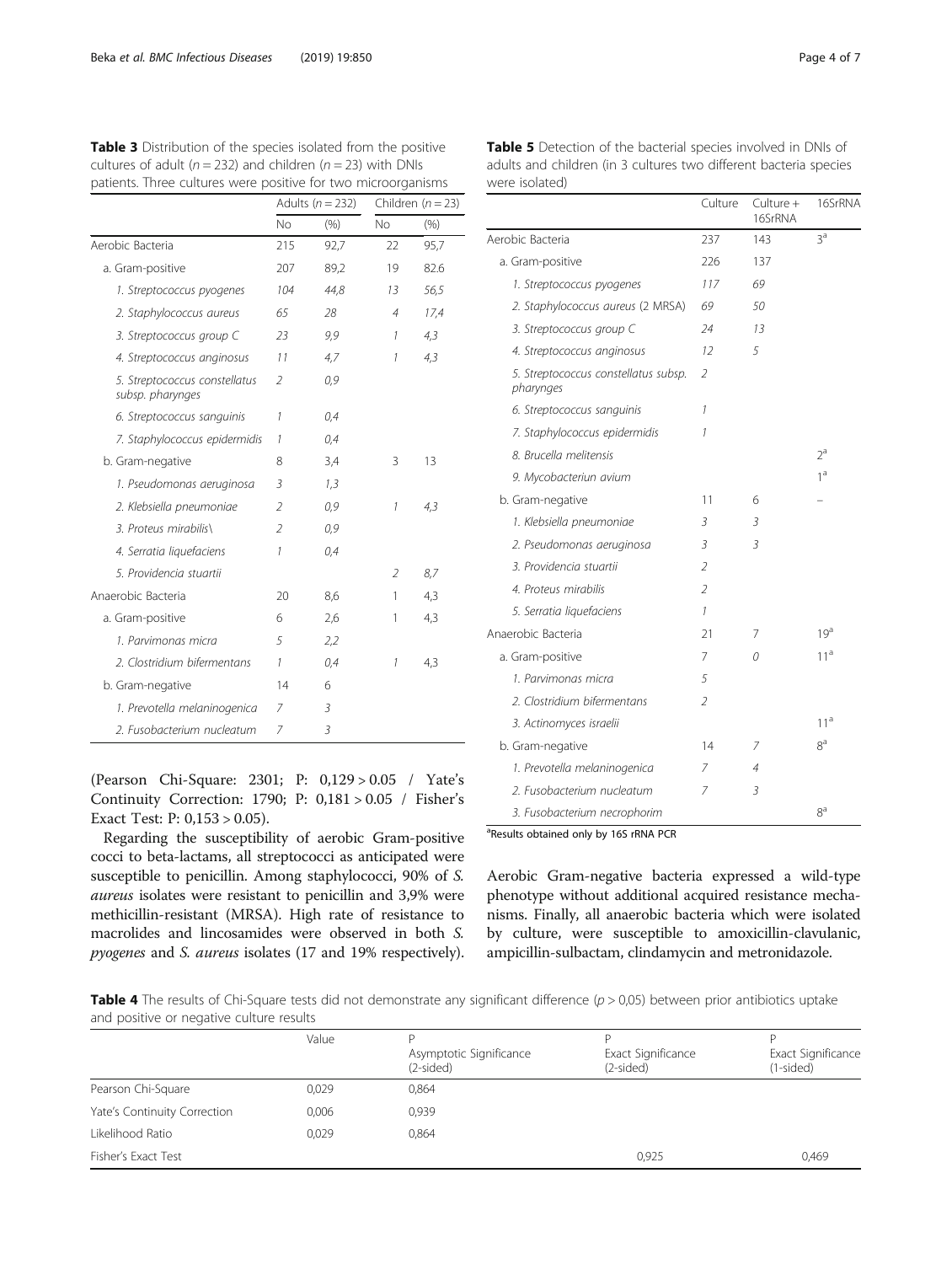**Table 3** Distribution of the species isolated from the positive cultures of adult ($n = 232$) and children ($n = 23$) with DNIs patients. Three cultures were positive for two microorganisms

| | Adults ($n = 232$) | | Children ($n = 23$) | |
|---|---|---|---|---|
| | No | (%) | No | (%) |
| Aerobic Bacteria | 215 | 92,7 | 22 | 95,7 |
| a. Gram-positive | 207 | 89,2 | 19 | 82.6 |
| *1. Streptococcus pyogenes* | *104* | *44,8* | *13* | *56,5* |
| *2. Staphylococcus aureus* | *65* | *28* | *4* | *17,4* |
| *3. Streptococcus group C* | *23* | *9,9* | *1* | *4,3* |
| *4. Streptococcus anginosus* | *11* | *4,7* | *1* | *4,3* |
| *5. Streptococcus constellatus subsp. pharynges* | *2* | *0,9* | | |
| *6. Streptococcus sanguinis* | *1* | *0,4* | | |
| *7. Staphylococcus epidermidis* | *1* | *0,4* | | |
| b. Gram-negative | 8 | 3,4 | 3 | 13 |
| *1. Pseudomonas aeruginosa* | *3* | *1,3* | | |
| *2. Klebsiella pneumoniae* | *2* | *0,9* | *1* | *4,3* |
| *3. Proteus mirabilis\* | *2* | *0,9* | | |
| *4. Serratia liquefaciens* | *1* | *0,4* | | |
| *5. Providencia stuartii* | | | *2* | *8,7* |
| Anaerobic Bacteria | 20 | 8,6 | 1 | 4,3 |
| a. Gram-positive | 6 | 2,6 | 1 | 4,3 |
| *1. Parvimonas micra* | *5* | *2,2* | | |
| *2. Clostridium bifermentans* | *1* | *0,4* | *1* | *4,3* |
| b. Gram-negative | 14 | 6 | | |
| *1. Prevotella melaninogenica* | *7* | *3* | | |
| *2. Fusobacterium nucleatum* | *7* | *3* | | |

**Table 5** Detection of the bacterial species involved in DNIs of adults and children (in 3 cultures two different bacteria species were isolated)

| | Culture | Culture + 16SrRNA | 16SrRNA |
|---|---|---|---|
| Aerobic Bacteria | 237 | 143 | 3[a] |
| a. Gram-positive | 226 | 137 | |
| *1. Streptococcus pyogenes* | *117* | *69* | |
| *2. Staphylococcus aureus (2 MRSA)* | *69* | *50* | |
| *3. Streptococcus group C* | *24* | *13* | |
| *4. Streptococcus anginosus* | *12* | *5* | |
| *5. Streptococcus constellatus subsp. pharynges* | *2* | | |
| *6. Streptococcus sanguinis* | *1* | | |
| *7. Staphylococcus epidermidis* | *1* | | |
| *8. Brucella melitensis* | | | 2[a] |
| *9. Mycobacteriun avium* | | | 1[a] |
| b. Gram-negative | 11 | 6 | – |
| *1. Klebsiella pneumoniae* | *3* | *3* | |
| *2. Pseudomonas aeruginosa* | *3* | *3* | |
| *3. Providencia stuartii* | *2* | | |
| *4. Proteus mirabilis* | *2* | | |
| *5. Serratia liquefaciens* | *1* | | |
| Anaerobic Bacteria | 21 | 7 | 19[a] |
| a. Gram-positive | 7 | *0* | 11[a] |
| *1. Parvimonas micra* | *5* | | |
| *2. Clostridium bifermentans* | *2* | | |
| *3. Actinomyces israelii* | | | 11[a] |
| b. Gram-negative | 14 | 7 | 8[a] |
| *1. Prevotella melaninogenica* | *7* | *4* | |
| *2. Fusobacterium nucleatum* | *7* | *3* | |
| *3. Fusobacterium necrophorim* | | | 8[a] |

[a]Results obtained only by 16S rRNA PCR

(Pearson Chi-Square: 2301; P: 0,129 > 0.05 / Yate's Continuity Correction: 1790; P: 0,181 > 0.05 / Fisher's Exact Test: P: 0,153 > 0.05).

Regarding the susceptibility of aerobic Gram-positive cocci to beta-lactams, all streptococci as anticipated were susceptible to penicillin. Among staphylococci, 90% of *S. aureus* isolates were resistant to penicillin and 3,9% were methicillin-resistant (MRSA). High rate of resistance to macrolides and lincosamides were observed in both *S. pyogenes* and *S. aureus* isolates (17 and 19% respectively). Aerobic Gram-negative bacteria expressed a wild-type phenotype without additional acquired resistance mechanisms. Finally, all anaerobic bacteria which were isolated by culture, were susceptible to amoxicillin-clavulanic, ampicillin-sulbactam, clindamycin and metronidazole.

**Table 4** The results of Chi-Square tests did not demonstrate any significant difference ($p > 0,05$) between prior antibiotics uptake and positive or negative culture results

| | Value | P Asymptotic Significance (2-sided) | P Exact Significance (2-sided) | P Exact Significance (1-sided) |
|---|---|---|---|---|
| Pearson Chi-Square | 0,029 | 0,864 | | |
| Yate's Continuity Correction | 0,006 | 0,939 | | |
| Likelihood Ratio | 0,029 | 0,864 | | |
| Fisher's Exact Test | | | 0,925 | 0,469 |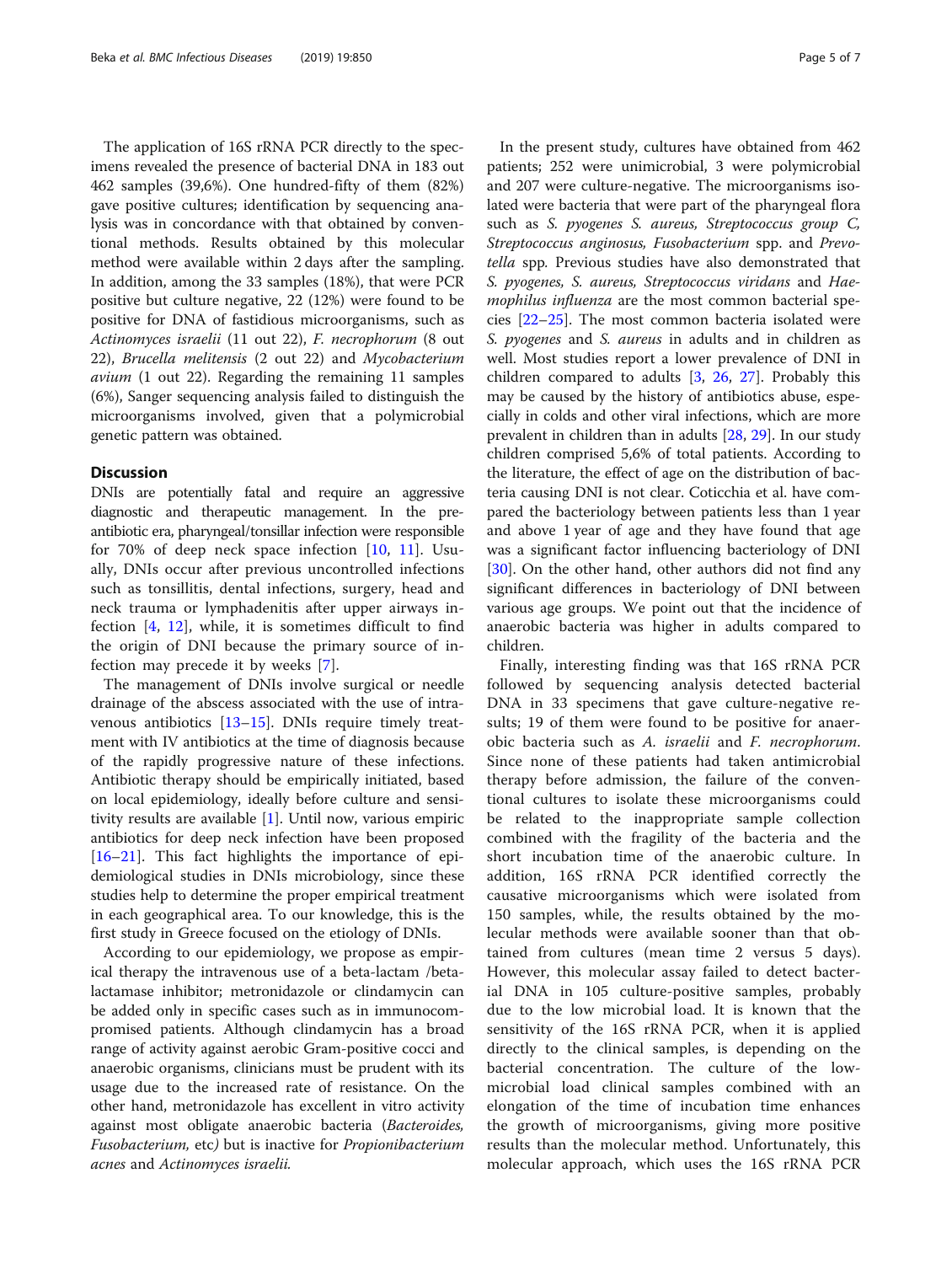The application of 16S rRNA PCR directly to the specimens revealed the presence of bacterial DNA in 183 out 462 samples (39,6%). One hundred-fifty of them (82%) gave positive cultures; identification by sequencing analysis was in concordance with that obtained by conventional methods. Results obtained by this molecular method were available within 2 days after the sampling. In addition, among the 33 samples (18%), that were PCR positive but culture negative, 22 (12%) were found to be positive for DNA of fastidious microorganisms, such as *Actinomyces israelii* (11 out 22), *F. necrophorum* (8 out 22), *Brucella melitensis* (2 out 22) and *Mycobacterium avium* (1 out 22). Regarding the remaining 11 samples (6%), Sanger sequencing analysis failed to distinguish the microorganisms involved, given that a polymicrobial genetic pattern was obtained.

## Discussion

DNIs are potentially fatal and require an aggressive diagnostic and therapeutic management. In the pre-antibiotic era, pharyngeal/tonsillar infection were responsible for 70% of deep neck space infection [10, 11]. Usually, DNIs occur after previous uncontrolled infections such as tonsillitis, dental infections, surgery, head and neck trauma or lymphadenitis after upper airways infection [4, 12], while, it is sometimes difficult to find the origin of DNI because the primary source of infection may precede it by weeks [7].

The management of DNIs involve surgical or needle drainage of the abscess associated with the use of intravenous antibiotics [13–15]. DNIs require timely treatment with IV antibiotics at the time of diagnosis because of the rapidly progressive nature of these infections. Antibiotic therapy should be empirically initiated, based on local epidemiology, ideally before culture and sensitivity results are available [1]. Until now, various empiric antibiotics for deep neck infection have been proposed [16–21]. This fact highlights the importance of epidemiological studies in DNIs microbiology, since these studies help to determine the proper empirical treatment in each geographical area. To our knowledge, this is the first study in Greece focused on the etiology of DNIs.

According to our epidemiology, we propose as empirical therapy the intravenous use of a beta-lactam /beta-lactamase inhibitor; metronidazole or clindamycin can be added only in specific cases such as in immunocompromised patients. Although clindamycin has a broad range of activity against aerobic Gram-positive cocci and anaerobic organisms, clinicians must be prudent with its usage due to the increased rate of resistance. On the other hand, metronidazole has excellent in vitro activity against most obligate anaerobic bacteria (*Bacteroides, Fusobacterium,* etc*)* but is inactive for *Propionibacterium acnes* and *Actinomyces israelii.*

In the present study, cultures have obtained from 462 patients; 252 were unimicrobial, 3 were polymicrobial and 207 were culture-negative. The microorganisms isolated were bacteria that were part of the pharyngeal flora such as *S. pyogenes S. aureus, Streptococcus group C, Streptococcus anginosus, Fusobacterium* spp. and *Prevotella* spp. Previous studies have also demonstrated that *S. pyogenes, S. aureus, Streptococcus viridans* and *Haemophilus influenza* are the most common bacterial species [22–25]. The most common bacteria isolated were *S. pyogenes* and *S. aureus* in adults and in children as well. Most studies report a lower prevalence of DNI in children compared to adults [3, 26, 27]. Probably this may be caused by the history of antibiotics abuse, especially in colds and other viral infections, which are more prevalent in children than in adults [28, 29]. In our study children comprised 5,6% of total patients. According to the literature, the effect of age on the distribution of bacteria causing DNI is not clear. Coticchia et al. have compared the bacteriology between patients less than 1 year and above 1 year of age and they have found that age was a significant factor influencing bacteriology of DNI [30]. On the other hand, other authors did not find any significant differences in bacteriology of DNI between various age groups. We point out that the incidence of anaerobic bacteria was higher in adults compared to children.

Finally, interesting finding was that 16S rRNA PCR followed by sequencing analysis detected bacterial DNA in 33 specimens that gave culture-negative results; 19 of them were found to be positive for anaerobic bacteria such as *A. israelii* and *F. necrophorum*. Since none of these patients had taken antimicrobial therapy before admission, the failure of the conventional cultures to isolate these microorganisms could be related to the inappropriate sample collection combined with the fragility of the bacteria and the short incubation time of the anaerobic culture. In addition, 16S rRNA PCR identified correctly the causative microorganisms which were isolated from 150 samples, while, the results obtained by the molecular methods were available sooner than that obtained from cultures (mean time 2 versus 5 days). However, this molecular assay failed to detect bacterial DNA in 105 culture-positive samples, probably due to the low microbial load. It is known that the sensitivity of the 16S rRNA PCR, when it is applied directly to the clinical samples, is depending on the bacterial concentration. The culture of the low-microbial load clinical samples combined with an elongation of the time of incubation time enhances the growth of microorganisms, giving more positive results than the molecular method. Unfortunately, this molecular approach, which uses the 16S rRNA PCR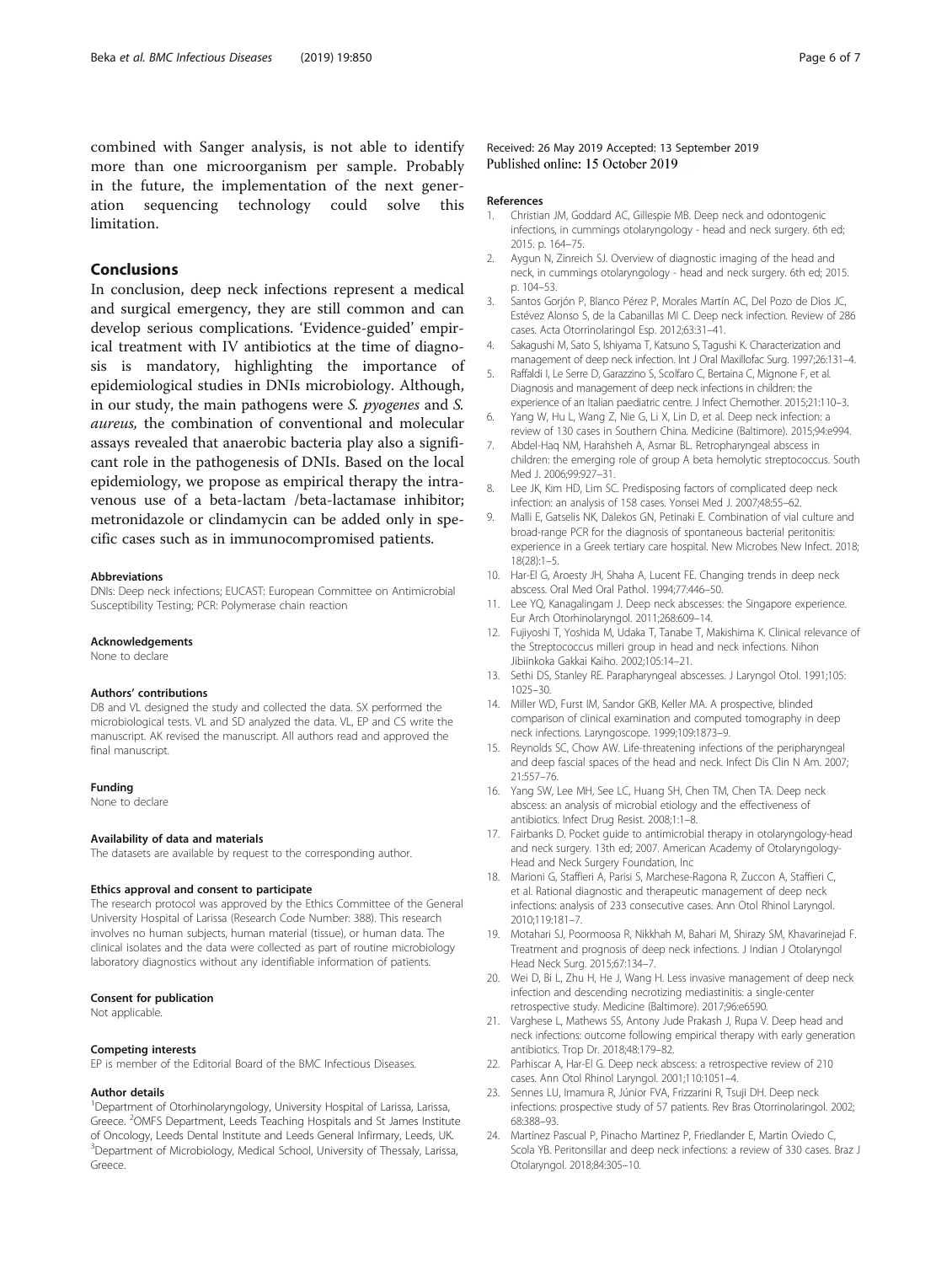combined with Sanger analysis, is not able to identify more than one microorganism per sample. Probably in the future, the implementation of the next generation sequencing technology could solve this limitation.

## Conclusions

In conclusion, deep neck infections represent a medical and surgical emergency, they are still common and can develop serious complications. 'Evidence-guided' empirical treatment with IV antibiotics at the time of diagnosis is mandatory, highlighting the importance of epidemiological studies in DNIs microbiology. Although, in our study, the main pathogens were *S. pyogenes* and *S. aureus*, the combination of conventional and molecular assays revealed that anaerobic bacteria play also a significant role in the pathogenesis of DNIs. Based on the local epidemiology, we propose as empirical therapy the intravenous use of a beta-lactam /beta-lactamase inhibitor; metronidazole or clindamycin can be added only in specific cases such as in immunocompromised patients.

#### Abbreviations

DNIs: Deep neck infections; EUCAST: European Committee on Antimicrobial Susceptibility Testing; PCR: Polymerase chain reaction

#### Acknowledgements

None to declare

#### Authors' contributions

DB and VL designed the study and collected the data. SX performed the microbiological tests. VL and SD analyzed the data. VL, EP and CS write the manuscript. AK revised the manuscript. All authors read and approved the final manuscript.

#### Funding

None to declare

#### Availability of data and materials

The datasets are available by request to the corresponding author.

#### Ethics approval and consent to participate

The research protocol was approved by the Ethics Committee of the General University Hospital of Larissa (Research Code Number: 388). This research involves no human subjects, human material (tissue), or human data. The clinical isolates and the data were collected as part of routine microbiology laboratory diagnostics without any identifiable information of patients.

#### Consent for publication

Not applicable.

#### Competing interests

EP is member of the Editorial Board of the BMC Infectious Diseases.

#### Author details

[1]Department of Otorhinolaryngology, University Hospital of Larissa, Larissa, Greece. [2]OMFS Department, Leeds Teaching Hospitals and St James Institute of Oncology, Leeds Dental Institute and Leeds General Infirmary, Leeds, UK. [3]Department of Microbiology, Medical School, University of Thessaly, Larissa, Greece.

Received: 26 May 2019 Accepted: 13 September 2019
Published online: 15 October 2019

#### References

1. Christian JM, Goddard AC, Gillespie MB. Deep neck and odontogenic infections, in cummings otolaryngology - head and neck surgery. 6th ed; 2015. p. 164–75.
2. Aygun N, Zinreich SJ. Overview of diagnostic imaging of the head and neck, in cummings otolaryngology - head and neck surgery. 6th ed; 2015. p. 104–53.
3. Santos Gorjón P, Blanco Pérez P, Morales Martín AC, Del Pozo de Dios JC, Estévez Alonso S, de la Cabanillas MI C. Deep neck infection. Review of 286 cases. Acta Otorrinolaringol Esp. 2012;63:31–41.
4. Sakagushi M, Sato S, Ishiyama T, Katsuno S, Tagushi K. Characterization and management of deep neck infection. Int J Oral Maxillofac Surg. 1997;26:131–4.
5. Raffaldi I, Le Serre D, Garazzino S, Scolfaro C, Bertaina C, Mignone F, et al. Diagnosis and management of deep neck infections in children: the experience of an Italian paediatric centre. J Infect Chemother. 2015;21:110–3.
6. Yang W, Hu L, Wang Z, Nie G, Li X, Lin D, et al. Deep neck infection: a review of 130 cases in Southern China. Medicine (Baltimore). 2015;94:e994.
7. Abdel-Haq NM, Harahsheh A, Asmar BL. Retropharyngeal abscess in children: the emerging role of group A beta hemolytic streptococcus. South Med J. 2006;99:927–31.
8. Lee JK, Kim HD, Lim SC. Predisposing factors of complicated deep neck infection: an analysis of 158 cases. Yonsei Med J. 2007;48:55–62.
9. Malli E, Gatselis NK, Dalekos GN, Petinaki E. Combination of vial culture and broad-range PCR for the diagnosis of spontaneous bacterial peritonitis: experience in a Greek tertiary care hospital. New Microbes New Infect. 2018; 18(28):1–5.
10. Har-El G, Aroesty JH, Shaha A, Lucent FE. Changing trends in deep neck abscess. Oral Med Oral Pathol. 1994;77:446–50.
11. Lee YQ, Kanagalingam J. Deep neck abscesses: the Singapore experience. Eur Arch Otorhinolaryngol. 2011;268:609–14.
12. Fujiyoshi T, Yoshida M, Udaka T, Tanabe T, Makishima K. Clinical relevance of the Streptococcus milleri group in head and neck infections. Nihon Jibiinkoka Gakkai Kaiho. 2002;105:14–21.
13. Sethi DS, Stanley RE. Parapharyngeal abscesses. J Laryngol Otol. 1991;105: 1025–30.
14. Miller WD, Furst IM, Sandor GKB, Keller MA. A prospective, blinded comparison of clinical examination and computed tomography in deep neck infections. Laryngoscope. 1999;109:1873–9.
15. Reynolds SC, Chow AW. Life-threatening infections of the peripharyngeal and deep fascial spaces of the head and neck. Infect Dis Clin N Am. 2007; 21:557–76.
16. Yang SW, Lee MH, See LC, Huang SH, Chen TM, Chen TA. Deep neck abscess: an analysis of microbial etiology and the effectiveness of antibiotics. Infect Drug Resist. 2008;1:1–8.
17. Fairbanks D. Pocket guide to antimicrobial therapy in otolaryngology-head and neck surgery. 13th ed; 2007. American Academy of Otolaryngology-Head and Neck Surgery Foundation, Inc
18. Marioni G, Staffieri A, Parisi S, Marchese-Ragona R, Zuccon A, Staffieri C, et al. Rational diagnostic and therapeutic management of deep neck infections: analysis of 233 consecutive cases. Ann Otol Rhinol Laryngol. 2010;119:181–7.
19. Motahari SJ, Poormoosa R, Nikkhah M, Bahari M, Shirazy SM, Khavarinejad F. Treatment and prognosis of deep neck infections. J Indian J Otolaryngol Head Neck Surg. 2015;67:134–7.
20. Wei D, Bi L, Zhu H, He J, Wang H. Less invasive management of deep neck infection and descending necrotizing mediastinitis: a single-center retrospective study. Medicine (Baltimore). 2017;96:e6590.
21. Varghese L, Mathews SS, Antony Jude Prakash J, Rupa V. Deep head and neck infections: outcome following empirical therapy with early generation antibiotics. Trop Dr. 2018;48:179–82.
22. Parhiscar A, Har-El G. Deep neck abscess: a retrospective review of 210 cases. Ann Otol Rhinol Laryngol. 2001;110:1051–4.
23. Sennes LU, Imamura R, Júnior FVA, Frizzarini R, Tsuji DH. Deep neck infections: prospective study of 57 patients. Rev Bras Otorrinolaringol. 2002; 68:388–93.
24. Martínez Pascual P, Pinacho Martinez P, Friedlander E, Martin Oviedo C, Scola YB. Peritonsillar and deep neck infections: a review of 330 cases. Braz J Otolaryngol. 2018;84:305–10.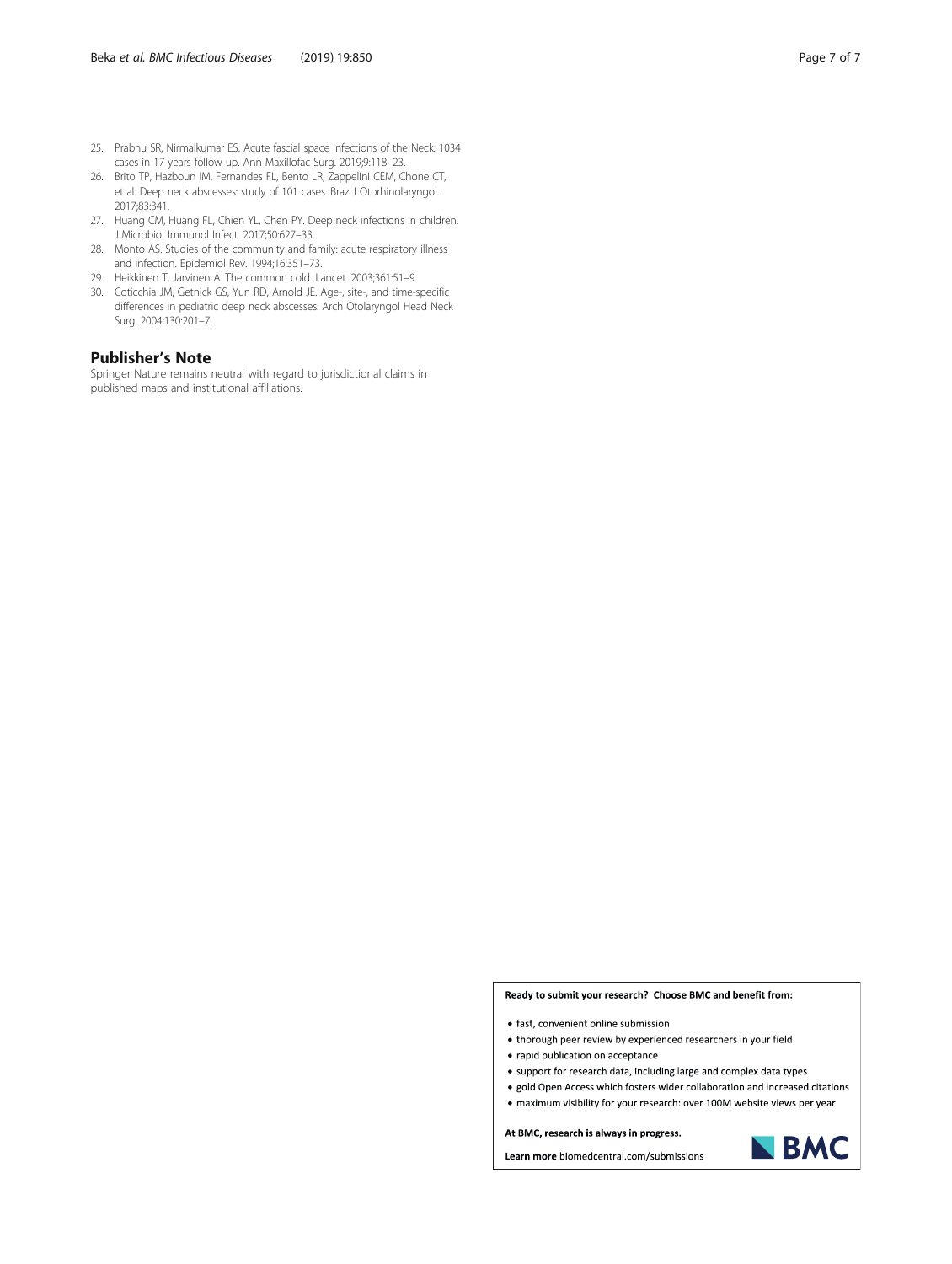25. Prabhu SR, Nirmalkumar ES. Acute fascial space infections of the Neck: 1034 cases in 17 years follow up. Ann Maxillofac Surg. 2019;9:118–23.
26. Brito TP, Hazboun IM, Fernandes FL, Bento LR, Zappelini CEM, Chone CT, et al. Deep neck abscesses: study of 101 cases. Braz J Otorhinolaryngol. 2017;83:341.
27. Huang CM, Huang FL, Chien YL, Chen PY. Deep neck infections in children. J Microbiol Immunol Infect. 2017;50:627–33.
28. Monto AS. Studies of the community and family: acute respiratory illness and infection. Epidemiol Rev. 1994;16:351–73.
29. Heikkinen T, Jarvinen A. The common cold. Lancet. 2003;361:51–9.
30. Coticchia JM, Getnick GS, Yun RD, Arnold JE. Age-, site-, and time-specific differences in pediatric deep neck abscesses. Arch Otolaryngol Head Neck Surg. 2004;130:201–7.

## Publisher's Note

Springer Nature remains neutral with regard to jurisdictional claims in published maps and institutional affiliations.

**Ready to submit your research? Choose BMC and benefit from:**

- fast, convenient online submission
- thorough peer review by experienced researchers in your field
- rapid publication on acceptance
- support for research data, including large and complex data types
- gold Open Access which fosters wider collaboration and increased citations
- maximum visibility for your research: over 100M website views per year

**At BMC, research is always in progress.**

**Learn more** biomedcentral.com/submissions

BMC